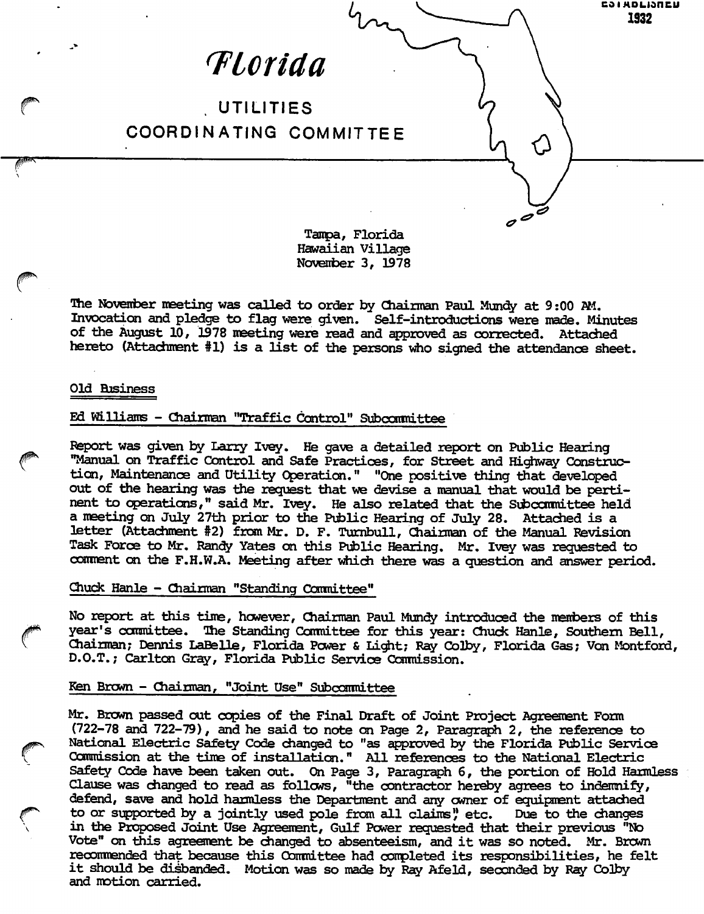ESTABLISHED 1932

# Florida

## UTILITIES COORDINATING COMMITTEE

Tampa, Florida
Hawaiian Village
November 3, 1978

The November meeting was called to order by Chairman Paul Mundy at 9:00 AM. Invocation and pledge to flag were given. Self-introductions were made. Minutes of the August 10, 1978 meeting were read and approved as corrected. Attached hereto (Attachment #1) is a list of the persons who signed the attendance sheet.

### Old Business

#### Ed Williams - Chairman "Traffic Control" Subcommittee

Report was given by Larry Ivey. He gave a detailed report on Public Hearing "Manual on Traffic Control and Safe Practices, for Street and Highway Construction, Maintenance and Utility Operation." "One positive thing that developed out of the hearing was the request that we devise a manual that would be pertinent to operations," said Mr. Ivey. He also related that the Subcommittee held a meeting on July 27th prior to the Public Hearing of July 28. Attached is a letter (Attachment #2) from Mr. D. F. Turnbull, Chairman of the Manual Revision Task Force to Mr. Randy Yates on this Public Hearing. Mr. Ivey was requested to comment on the F.H.W.A. Meeting after which there was a question and answer period.

#### Chuck Hanle - Chairman "Standing Committee"

No report at this time, however, Chairman Paul Mundy introduced the members of this year's committee. The Standing Committee for this year: Chuck Hanle, Southern Bell, Chairman; Dennis LaBelle, Florida Power & Light; Ray Colby, Florida Gas; Von Montford, D.O.T.; Carlton Gray, Florida Public Service Commission.

#### Ken Brown - Chairman, "Joint Use" Subcommittee

Mr. Brown passed out copies of the Final Draft of Joint Project Agreement Form (722-78 and 722-79), and he said to note on Page 2, Paragraph 2, the reference to National Electric Safety Code changed to "as approved by the Florida Public Service Commission at the time of installation." All references to the National Electric Safety Code have been taken out. On Page 3, Paragraph 6, the portion of Hold Harmless Clause was changed to read as follows, "the contractor hereby agrees to indemnify, defend, save and hold harmless the Department and any owner of equipment attached to or supported by a jointly used pole from all claims", etc. Due to the changes in the Proposed Joint Use Agreement, Gulf Power requested that their previous "No Vote" on this agreement be changed to absenteeism, and it was so noted. Mr. Brown recommended that because this Committee had completed its responsibilities, he felt it should be disbanded. Motion was so made by Ray Afeld, seconded by Ray Colby and motion carried.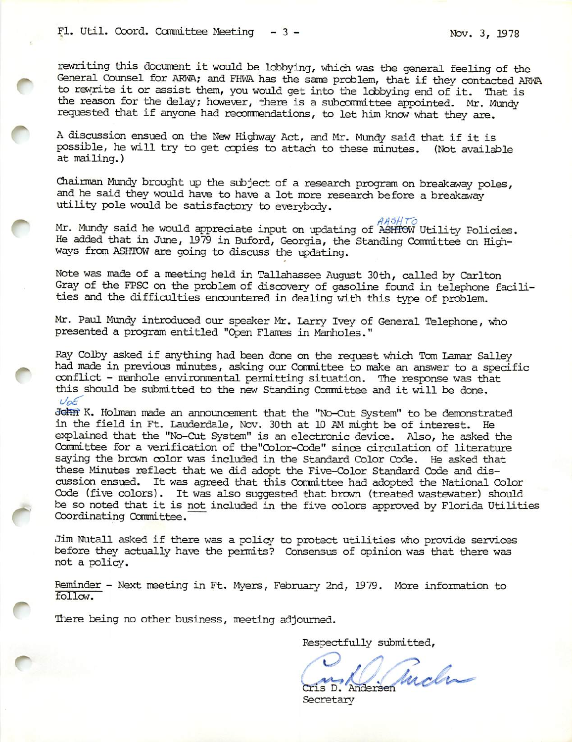rewriting this document it would be lobbying, which was the general feeling of the General Counsel for ARWA; and FHWA has the same problem, that if they contacted ARWA to rewrite it or assist them, you would get into the lobbying end of it. That is the reason for the delay; however, there is a subcommittee appointed. Mr. Mundy requested that if anyone had recommendations, to let him know what they are.

A discussion ensued on the New Highway Act, and Mr. Mundy said that if it is possible, he will try to get copies to attach to these minutes. (Not available at mailing.)

Chairman Mundy brought up the subject of a research program on breakaway poles, and he said they would have to have a lot more research before a breakaway utility pole would be satisfactory to everybody.

Mr. Mundy said he would appreciate input on updating of ~~ASHTOW~~ AASHTO Utility Policies. He added that in June, 1979 in Buford, Georgia, the Standing Committee on Highways from ASHTOW are going to discuss the updating.

Note was made of a meeting held in Tallahassee August 30th, called by Carlton Gray of the FPSC on the problem of discovery of gasoline found in telephone facilities and the difficulties encountered in dealing with this type of problem.

Mr. Paul Mundy introduced our speaker Mr. Larry Ivey of General Telephone, who presented a program entitled "Open Flames in Manholes."

Ray Colby asked if anything had been done on the request which Tom Lamar Salley had made in previous minutes, asking our Committee to make an answer to a specific conflict - manhole environmental permitting situation. The response was that this should be submitted to the new Standing Committee and it will be done.

~~John~~ Joe K. Holman made an announcement that the "No-Cut System" to be demonstrated in the field in Ft. Lauderdale, Nov. 30th at 10 AM might be of interest. He explained that the "No-Cut System" is an electronic device. Also, he asked the Committee for a verification of the"Color-Code" since circulation of literature saying the brown color was included in the Standard Color Code. He asked that these Minutes reflect that we did adopt the Five-Color Standard Code and discussion ensued. It was agreed that this Committee had adopted the National Color Code (five colors). It was also suggested that brown (treated wastewater) should be so noted that it is not included in the five colors approved by Florida Utilities Coordinating Committee.

Jim Nutall asked if there was a policy to protect utilities who provide services before they actually have the permits? Consensus of opinion was that there was not a policy.

Reminder - Next meeting in Ft. Myers, February 2nd, 1979. More information to follow.

There being no other business, meeting adjourned.

Respectfully submitted,

Cris D. Andersen
Secretary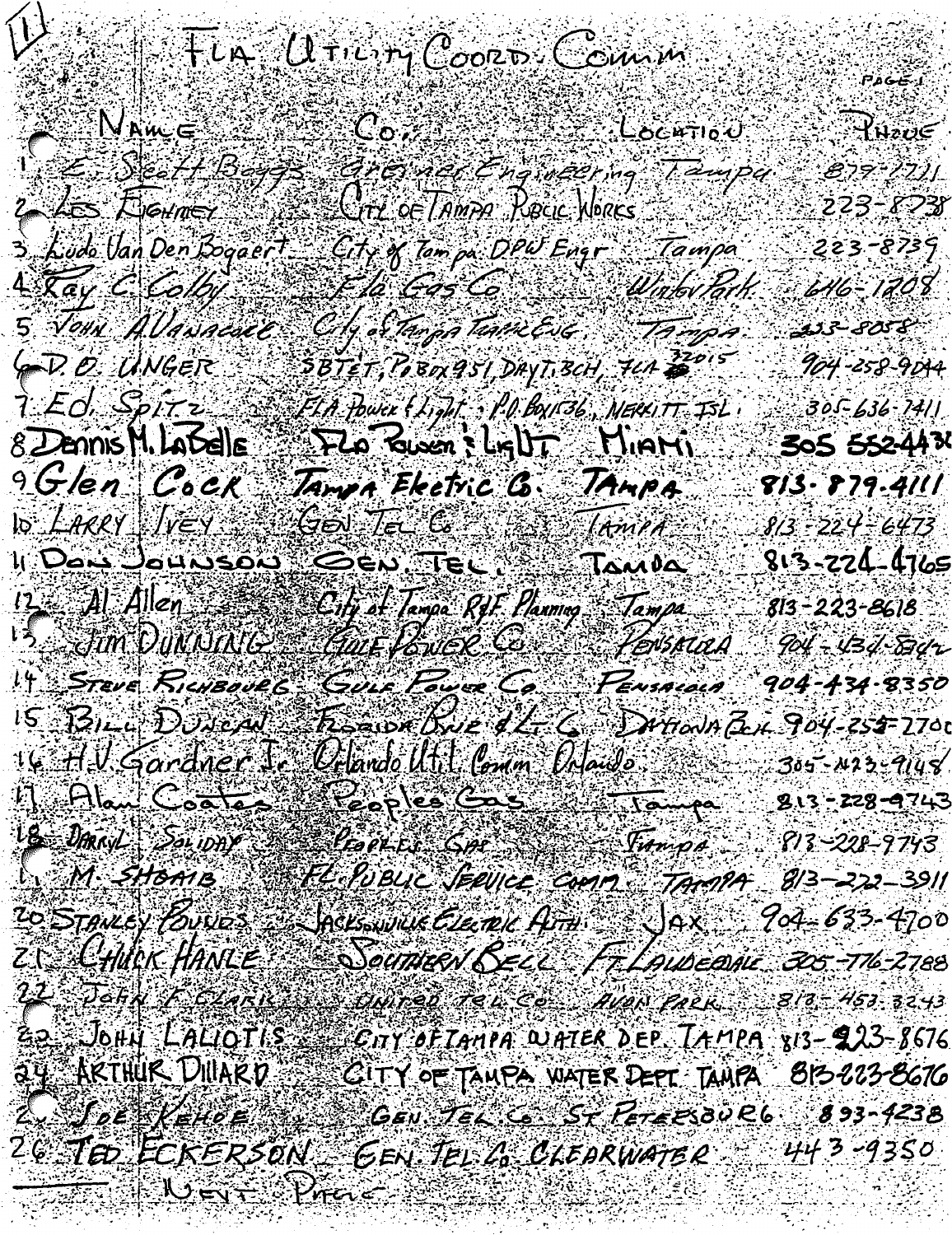(II) FLA. UTILITY COORD. COMM.

PAGE 1

| | NAME | CO. | LOCATION | PHONE |
|---|---|---|---|---|
| 1 | E. Scott Boggs | Greiner Engineering | Tampa | 879-1711 |
| 2 | Les Fighmey | City of Tampa Public Works | | 223-8738 |
| 3 | Ludo Van Den Bogaert | City of Tampa DPW Engr | Tampa | 223-8739 |
| 4 | Ray C. Colby | Fla Gas Co | Winter Park | 646-1208 |
| 5 | John A Vannacore | City of Tampa Traffic Eng. | Tampa | 223-8058 |
| 6 | D. O. Unger | SBT&T, P.O. Box 951, Dayt. Bch, Fla 32015 | | 904-258-9044 |
| 7 | Ed. Spitz | Fla Power & Light - P.O. Box 136, Merritt Isl. | | 305-636-7411 |
| 8 | Dennis M. LaBelle | Fla Power & Light | Miami | 305 552-4436 |
| 9 | Glen Cock | Tampa Electric Co. | Tampa | 813-879-4111 |
| 10 | Larry Ivey | Gen Tel Co | Tampa | 813-224-6473 |
| 11 | Don Johnson | Gen. Tel. | Tampa | 813-224-4765 |
| 12 | Al Allen | City of Tampa R/F Planning | Tampa | 813-223-8618 |
| 13 | Jim Dunning | Gulf Power Co | Pensacola | 904-434-8342 |
| 14 | Steve Richbourg | Gulf Power Co | Pensacola | 904-434-8350 |
| 15 | Bill Duncan | Florida Pwr & L. Co | Daytona Bch | 904-255-2700 |
| 16 | H.V. Gardner Jr. | Orlando Util. Comm | Orlando | 305-423-9148 |
| 17 | Alan Coates | Peoples Gas | Tampa | 813-228-9743 |
| 18 | Darryl Soliday | Peoples Gas | Tampa | 813-228-9743 |
| 19 | M. Shoaib | FL Public Service Comm. | Tampa | 813-272-3911 |
| 20 | Stanley Pounds | Jacksonville Electric Auth. | Jax | 904-633-4700 |
| 21 | Chuck Hanle | Southern Bell | Ft. Lauderdale | 305-776-2788 |
| 22 | John F. Clark | United Tel Co. | Avon Park | 813-453-3243 |
| 23 | John Laliotis | City of Tampa Water Dep. | Tampa | 813-223-8676 |
| 24 | Arthur Dillard | City of Tampa Water Dept. | Tampa | 813-223-8676 |
| 25 | Joe Kehoe | Gen. Tel. Co. | St. Petersburg | 893-4238 |
| 26 | Ted Eckerson | Gen. Tel. Co. | Clearwater | 443-9350 |

Next Page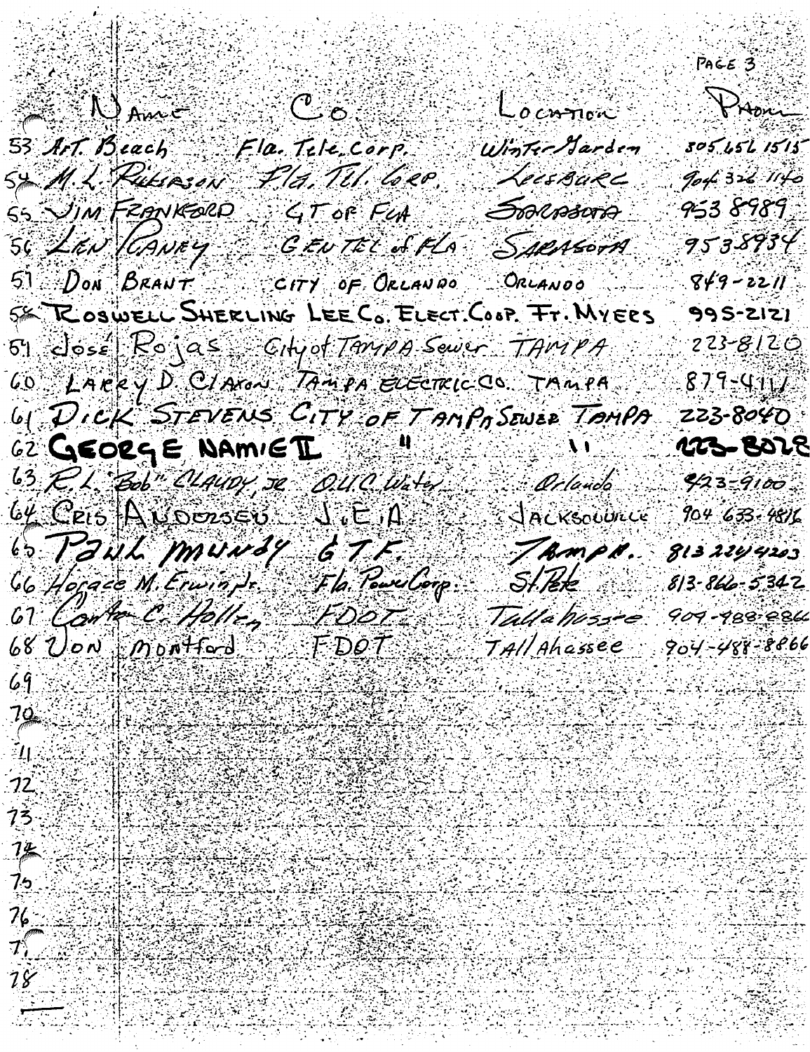PAGE 3

| | Name | Co. | Location | Phone |
|---|---|---|---|---|
| 53 | Art. Beach | Fla. Tele. Corp. | Winter Garden | 305 656 1515 |
| 54 | M.L. Rukerson | Fla. Tel. Corp. | Leesburg | 904 326 1140 |
| 55 | Jim Frankford | GT of Fla | Sarasota | 953 8989 |
| 56 | Len Raney | Gen Tel of Fla | Sarasota | 953 8934 |
| 57 | Don Brant | City of Orlando | Orlando | 849-2211 |
| 58 | Roswell Sherling | Lee Co. Elect. Coop. | Ft. Myers | 995-2121 |
| 59 | José Rojas | City of Tampa Sewer | Tampa | 223-8120 |
| 60 | Larry D. Claxon | Tampa Electric Co. | Tampa | 879-4111 |
| 61 | Dick Stevens | City of Tampa Sewer | Tampa | 223-8040 |
| 62 | George Namie II | " | " | 223-8028 |
| 63 | R.L. "Bob" Claudy, Jr | O.U.C. Water | Orlando | 423-9100 |
| 64 | Cris Andersen | J.E.A. | Jacksonville | 904 633-4816 |
| 65 | Paul Mundy | G.T.F. | Tampa. | 813 224 4203 |
| 66 | Horace M. Erwin Jr. | Fla. Power Corp. | St. Pete | 813-866-5342 |
| 67 | Carter C. Hollen | FDOT | Tallahassee | 904-488-8866 |
| 68 | Jon Montford | FDOT | Tallahassee | 904-488-8866 |
| 69 | | | | |
| 70 | | | | |
| 71 | | | | |
| 72 | | | | |
| 73 | | | | |
| 74 | | | | |
| 75 | | | | |
| 76 | | | | |
| 77 | | | | |
| 78 | | | | |